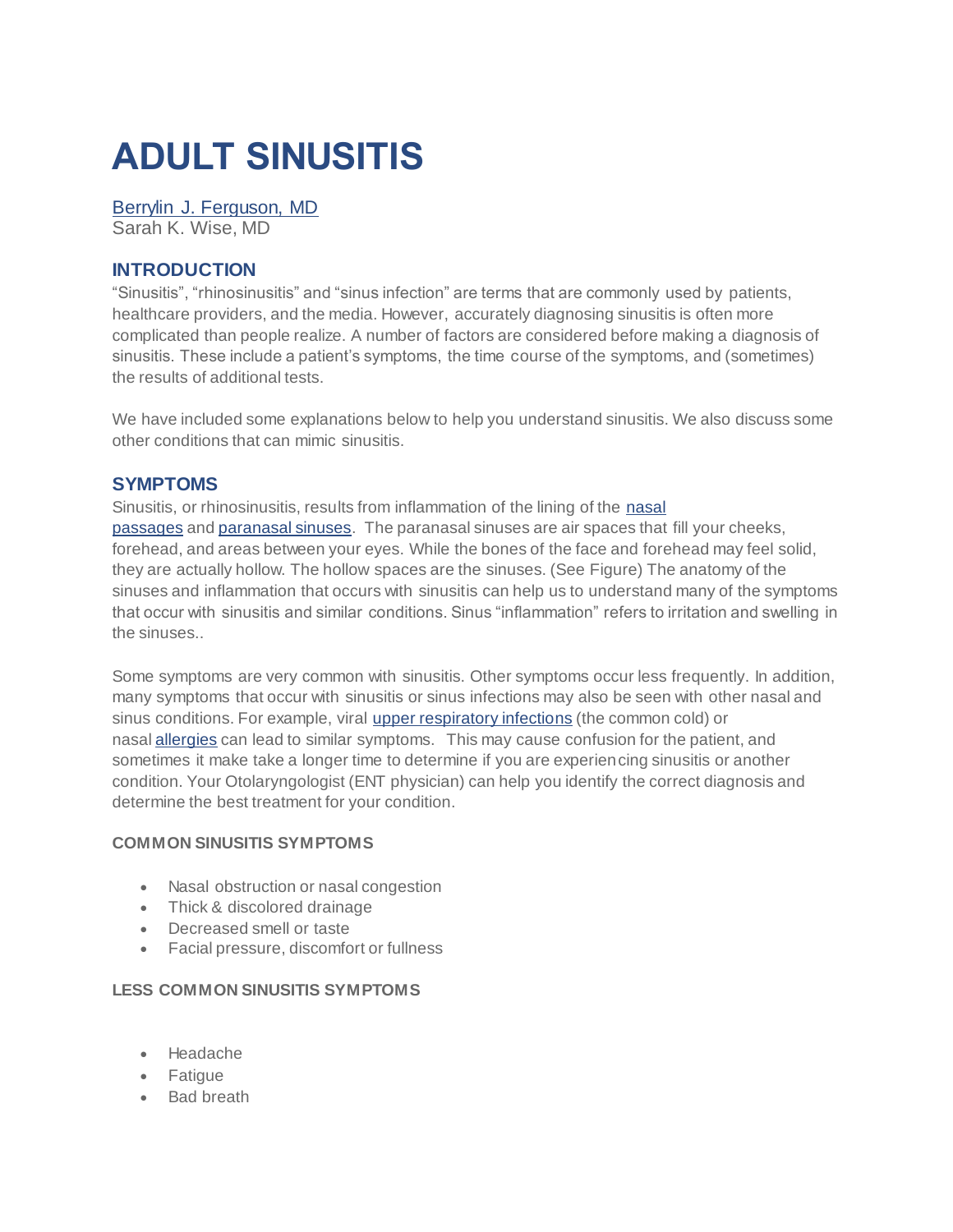# ADULT SINUSITIS

[Berrylin J. Ferguson, MD](#)
Sarah K. Wise, MD

## INTRODUCTION

"Sinusitis", "rhinosinusitis" and "sinus infection" are terms that are commonly used by patients, healthcare providers, and the media. However, accurately diagnosing sinusitis is often more complicated than people realize. A number of factors are considered before making a diagnosis of sinusitis. These include a patient's symptoms, the time course of the symptoms, and (sometimes) the results of additional tests.

We have included some explanations below to help you understand sinusitis. We also discuss some other conditions that can mimic sinusitis.

## SYMPTOMS

Sinusitis, or rhinosinusitis, results from inflammation of the lining of the nasal passages and paranasal sinuses. The paranasal sinuses are air spaces that fill your cheeks, forehead, and areas between your eyes. While the bones of the face and forehead may feel solid, they are actually hollow. The hollow spaces are the sinuses. (See Figure) The anatomy of the sinuses and inflammation that occurs with sinusitis can help us to understand many of the symptoms that occur with sinusitis and similar conditions. Sinus "inflammation" refers to irritation and swelling in the sinuses..

Some symptoms are very common with sinusitis. Other symptoms occur less frequently. In addition, many symptoms that occur with sinusitis or sinus infections may also be seen with other nasal and sinus conditions. For example, viral upper respiratory infections (the common cold) or nasal allergies can lead to similar symptoms. This may cause confusion for the patient, and sometimes it make take a longer time to determine if you are experiencing sinusitis or another condition. Your Otolaryngologist (ENT physician) can help you identify the correct diagnosis and determine the best treatment for your condition.

### COMMON SINUSITIS SYMPTOMS

- Nasal obstruction or nasal congestion
- Thick & discolored drainage
- Decreased smell or taste
- Facial pressure, discomfort or fullness

### LESS COMMON SINUSITIS SYMPTOMS

- Headache
- Fatigue
- Bad breath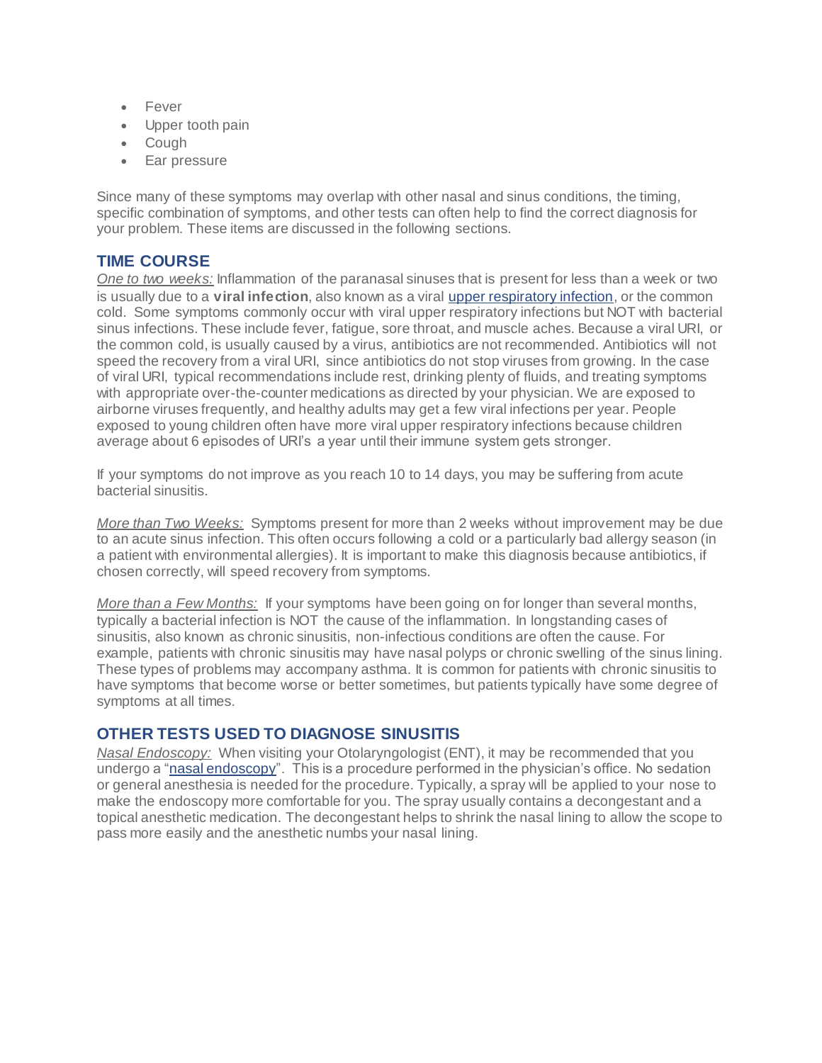- Fever
- Upper tooth pain
- Cough
- Ear pressure

Since many of these symptoms may overlap with other nasal and sinus conditions, the timing, specific combination of symptoms, and other tests can often help to find the correct diagnosis for your problem. These items are discussed in the following sections.

## TIME COURSE

*One to two weeks:* Inflammation of the paranasal sinuses that is present for less than a week or two is usually due to a **viral infection**, also known as a viral [upper respiratory infection](), or the common cold. Some symptoms commonly occur with viral upper respiratory infections but NOT with bacterial sinus infections. These include fever, fatigue, sore throat, and muscle aches. Because a viral URI, or the common cold, is usually caused by a virus, antibiotics are not recommended. Antibiotics will not speed the recovery from a viral URI, since antibiotics do not stop viruses from growing. In the case of viral URI, typical recommendations include rest, drinking plenty of fluids, and treating symptoms with appropriate over-the-counter medications as directed by your physician. We are exposed to airborne viruses frequently, and healthy adults may get a few viral infections per year. People exposed to young children often have more viral upper respiratory infections because children average about 6 episodes of URI's a year until their immune system gets stronger.

If your symptoms do not improve as you reach 10 to 14 days, you may be suffering from acute bacterial sinusitis.

*More than Two Weeks:* Symptoms present for more than 2 weeks without improvement may be due to an acute sinus infection. This often occurs following a cold or a particularly bad allergy season (in a patient with environmental allergies). It is important to make this diagnosis because antibiotics, if chosen correctly, will speed recovery from symptoms.

*More than a Few Months:* If your symptoms have been going on for longer than several months, typically a bacterial infection is NOT the cause of the inflammation. In longstanding cases of sinusitis, also known as chronic sinusitis, non-infectious conditions are often the cause. For example, patients with chronic sinusitis may have nasal polyps or chronic swelling of the sinus lining. These types of problems may accompany asthma. It is common for patients with chronic sinusitis to have symptoms that become worse or better sometimes, but patients typically have some degree of symptoms at all times.

## OTHER TESTS USED TO DIAGNOSE SINUSITIS

*Nasal Endoscopy:* When visiting your Otolaryngologist (ENT), it may be recommended that you undergo a "[nasal endoscopy]()". This is a procedure performed in the physician's office. No sedation or general anesthesia is needed for the procedure. Typically, a spray will be applied to your nose to make the endoscopy more comfortable for you. The spray usually contains a decongestant and a topical anesthetic medication. The decongestant helps to shrink the nasal lining to allow the scope to pass more easily and the anesthetic numbs your nasal lining.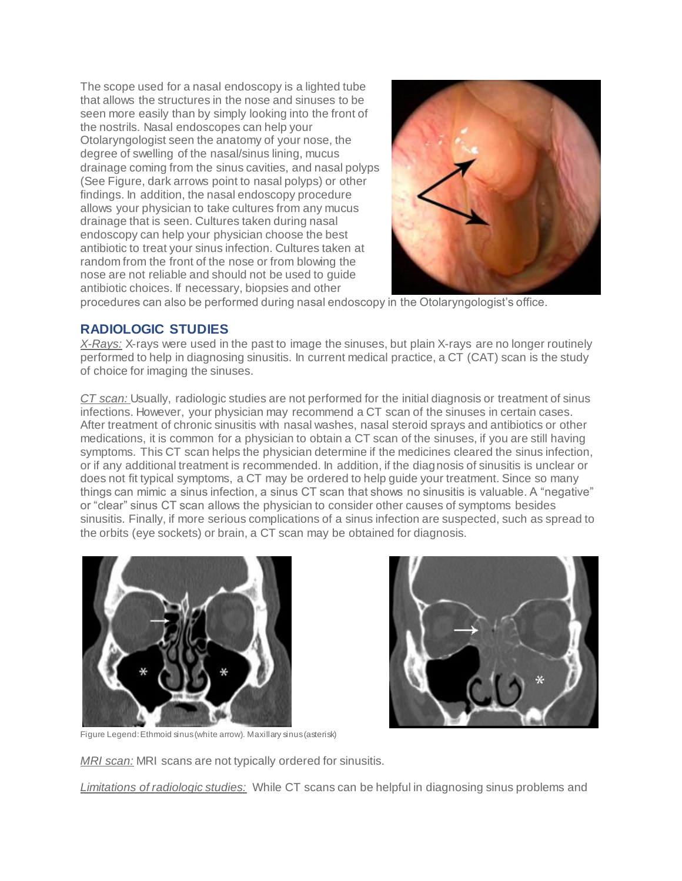The scope used for a nasal endoscopy is a lighted tube that allows the structures in the nose and sinuses to be seen more easily than by simply looking into the front of the nostrils. Nasal endoscopes can help your Otolaryngologist seen the anatomy of your nose, the degree of swelling of the nasal/sinus lining, mucus drainage coming from the sinus cavities, and nasal polyps (See Figure, dark arrows point to nasal polyps) or other findings. In addition, the nasal endoscopy procedure allows your physician to take cultures from any mucus drainage that is seen. Cultures taken during nasal endoscopy can help your physician choose the best antibiotic to treat your sinus infection. Cultures taken at random from the front of the nose or from blowing the nose are not reliable and should not be used to guide antibiotic choices. If necessary, biopsies and other procedures can also be performed during nasal endoscopy in the Otolaryngologist's office.

## RADIOLOGIC STUDIES

*X-Rays:* X-rays were used in the past to image the sinuses, but plain X-rays are no longer routinely performed to help in diagnosing sinusitis. In current medical practice, a CT (CAT) scan is the study of choice for imaging the sinuses.

*CT scan:* Usually, radiologic studies are not performed for the initial diagnosis or treatment of sinus infections. However, your physician may recommend a CT scan of the sinuses in certain cases. After treatment of chronic sinusitis with nasal washes, nasal steroid sprays and antibiotics or other medications, it is common for a physician to obtain a CT scan of the sinuses, if you are still having symptoms. This CT scan helps the physician determine if the medicines cleared the sinus infection, or if any additional treatment is recommended. In addition, if the diagnosis of sinusitis is unclear or does not fit typical symptoms, a CT may be ordered to help guide your treatment. Since so many things can mimic a sinus infection, a sinus CT scan that shows no sinusitis is valuable. A "negative" or "clear" sinus CT scan allows the physician to consider other causes of symptoms besides sinusitis. Finally, if more serious complications of a sinus infection are suspected, such as spread to the orbits (eye sockets) or brain, a CT scan may be obtained for diagnosis.

Figure Legend: Ethmoid sinus (white arrow). Maxillary sinus (asterisk)

*MRI scan:* MRI scans are not typically ordered for sinusitis.

*Limitations of radiologic studies:* While CT scans can be helpful in diagnosing sinus problems and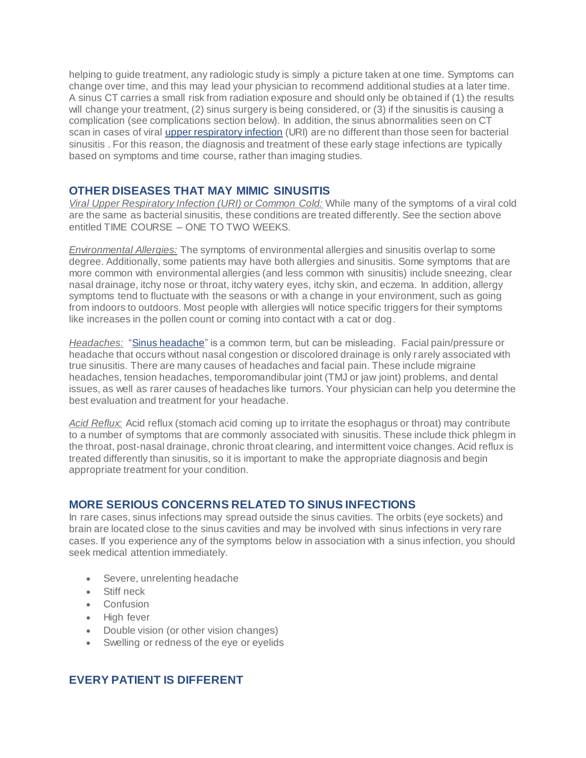helping to guide treatment, any radiologic study is simply a picture taken at one time. Symptoms can change over time, and this may lead your physician to recommend additional studies at a later time. A sinus CT carries a small risk from radiation exposure and should only be obtained if (1) the results will change your treatment, (2) sinus surgery is being considered, or (3) if the sinusitis is causing a complication (see complications section below). In addition, the sinus abnormalities seen on CT scan in cases of viral upper respiratory infection (URI) are no different than those seen for bacterial sinusitis . For this reason, the diagnosis and treatment of these early stage infections are typically based on symptoms and time course, rather than imaging studies.

## OTHER DISEASES THAT MAY MIMIC SINUSITIS

*Viral Upper Respiratory Infection (URI) or Common Cold:* While many of the symptoms of a viral cold are the same as bacterial sinusitis, these conditions are treated differently. See the section above entitled TIME COURSE – ONE TO TWO WEEKS.

*Environmental Allergies:* The symptoms of environmental allergies and sinusitis overlap to some degree. Additionally, some patients may have both allergies and sinusitis. Some symptoms that are more common with environmental allergies (and less common with sinusitis) include sneezing, clear nasal drainage, itchy nose or throat, itchy watery eyes, itchy skin, and eczema. In addition, allergy symptoms tend to fluctuate with the seasons or with a change in your environment, such as going from indoors to outdoors. Most people with allergies will notice specific triggers for their symptoms like increases in the pollen count or coming into contact with a cat or dog.

*Headaches:* "Sinus headache" is a common term, but can be misleading. Facial pain/pressure or headache that occurs without nasal congestion or discolored drainage is only rarely associated with true sinusitis. There are many causes of headaches and facial pain. These include migraine headaches, tension headaches, temporomandibular joint (TMJ or jaw joint) problems, and dental issues, as well as rarer causes of headaches like tumors. Your physician can help you determine the best evaluation and treatment for your headache.

*Acid Reflux:* Acid reflux (stomach acid coming up to irritate the esophagus or throat) may contribute to a number of symptoms that are commonly associated with sinusitis. These include thick phlegm in the throat, post-nasal drainage, chronic throat clearing, and intermittent voice changes. Acid reflux is treated differently than sinusitis, so it is important to make the appropriate diagnosis and begin appropriate treatment for your condition.

## MORE SERIOUS CONCERNS RELATED TO SINUS INFECTIONS

In rare cases, sinus infections may spread outside the sinus cavities. The orbits (eye sockets) and brain are located close to the sinus cavities and may be involved with sinus infections in very rare cases. If you experience any of the symptoms below in association with a sinus infection, you should seek medical attention immediately.

- Severe, unrelenting headache
- Stiff neck
- Confusion
- High fever
- Double vision (or other vision changes)
- Swelling or redness of the eye or eyelids

## EVERY PATIENT IS DIFFERENT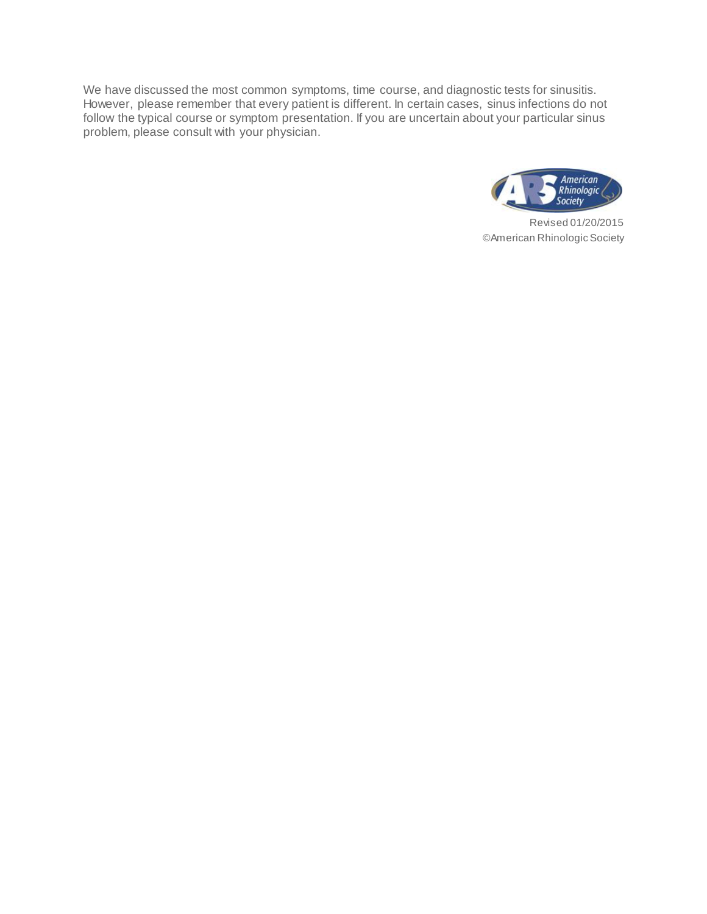We have discussed the most common symptoms, time course, and diagnostic tests for sinusitis. However, please remember that every patient is different. In certain cases, sinus infections do not follow the typical course or symptom presentation. If you are uncertain about your particular sinus problem, please consult with your physician.

Revised 01/20/2015
©American Rhinologic Society